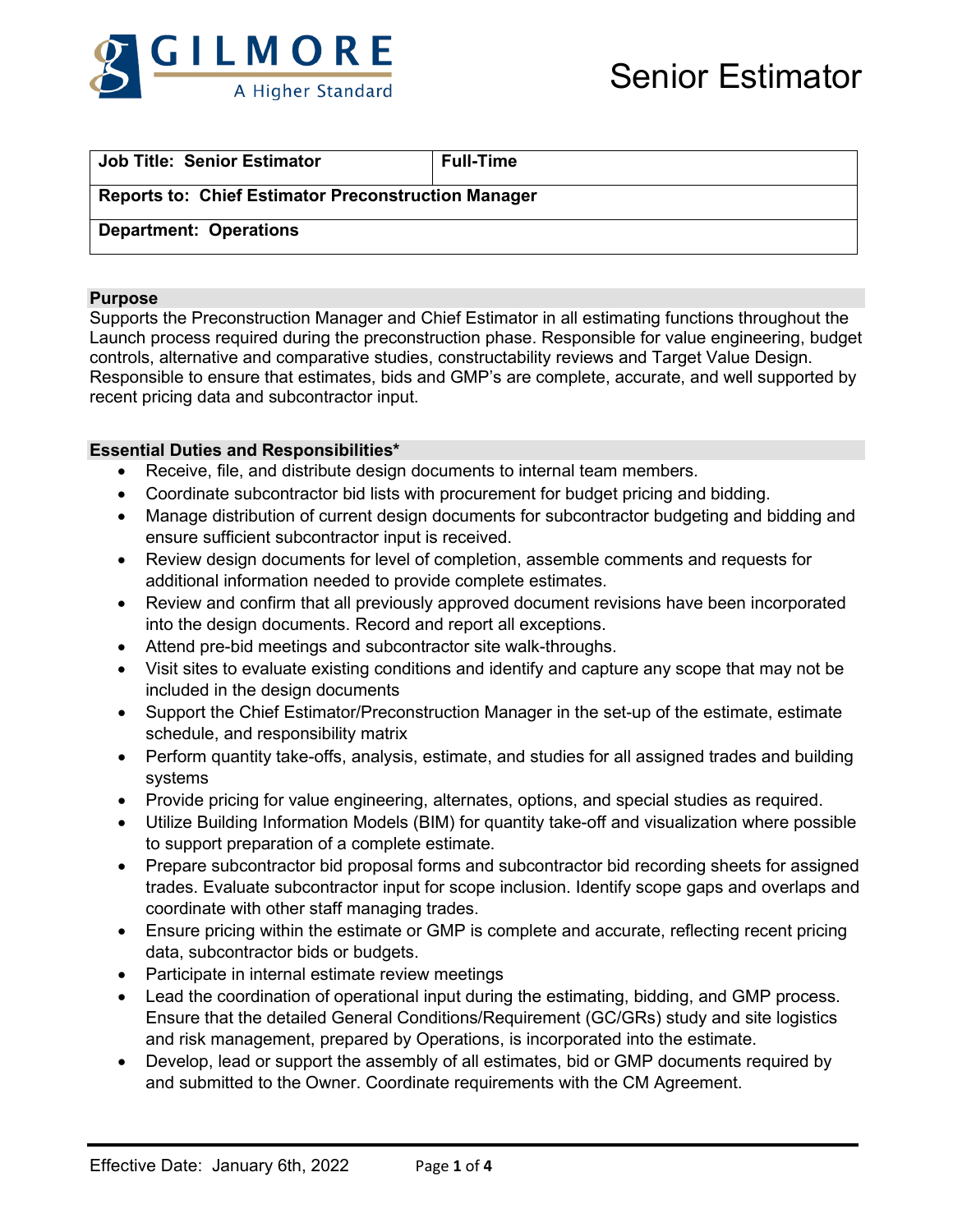GILMORE
A Higher Standard

# Senior Estimator

| Job Title: Senior Estimator | Full-Time |
|---|---|
| Reports to: Chief Estimator Preconstruction Manager | |
| Department: Operations | |

## Purpose

Supports the Preconstruction Manager and Chief Estimator in all estimating functions throughout the Launch process required during the preconstruction phase. Responsible for value engineering, budget controls, alternative and comparative studies, constructability reviews and Target Value Design. Responsible to ensure that estimates, bids and GMP's are complete, accurate, and well supported by recent pricing data and subcontractor input.

## Essential Duties and Responsibilities*

- Receive, file, and distribute design documents to internal team members.
- Coordinate subcontractor bid lists with procurement for budget pricing and bidding.
- Manage distribution of current design documents for subcontractor budgeting and bidding and ensure sufficient subcontractor input is received.
- Review design documents for level of completion, assemble comments and requests for additional information needed to provide complete estimates.
- Review and confirm that all previously approved document revisions have been incorporated into the design documents. Record and report all exceptions.
- Attend pre-bid meetings and subcontractor site walk-throughs.
- Visit sites to evaluate existing conditions and identify and capture any scope that may not be included in the design documents
- Support the Chief Estimator/Preconstruction Manager in the set-up of the estimate, estimate schedule, and responsibility matrix
- Perform quantity take-offs, analysis, estimate, and studies for all assigned trades and building systems
- Provide pricing for value engineering, alternates, options, and special studies as required.
- Utilize Building Information Models (BIM) for quantity take-off and visualization where possible to support preparation of a complete estimate.
- Prepare subcontractor bid proposal forms and subcontractor bid recording sheets for assigned trades. Evaluate subcontractor input for scope inclusion. Identify scope gaps and overlaps and coordinate with other staff managing trades.
- Ensure pricing within the estimate or GMP is complete and accurate, reflecting recent pricing data, subcontractor bids or budgets.
- Participate in internal estimate review meetings
- Lead the coordination of operational input during the estimating, bidding, and GMP process. Ensure that the detailed General Conditions/Requirement (GC/GRs) study and site logistics and risk management, prepared by Operations, is incorporated into the estimate.
- Develop, lead or support the assembly of all estimates, bid or GMP documents required by and submitted to the Owner. Coordinate requirements with the CM Agreement.

Effective Date: January 6th, 2022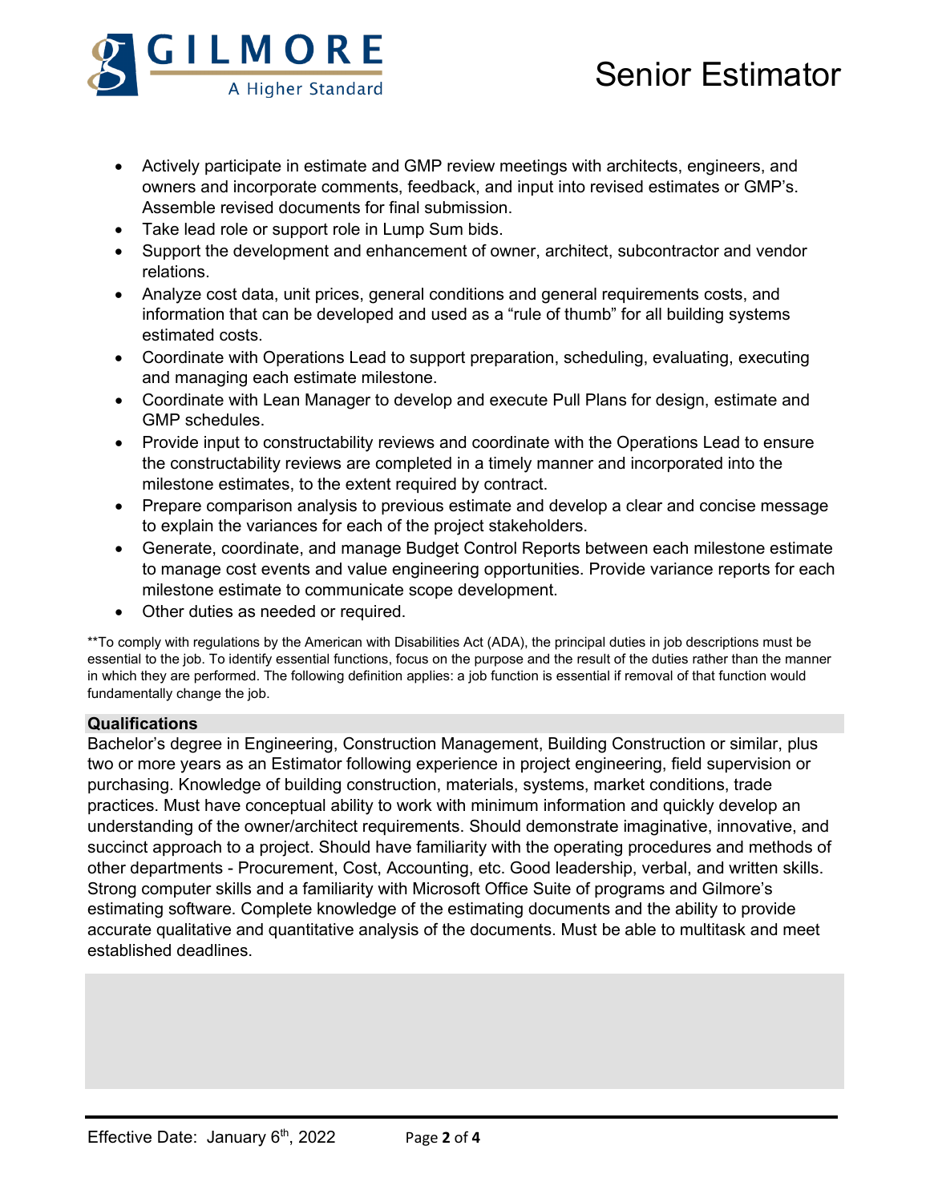- Actively participate in estimate and GMP review meetings with architects, engineers, and owners and incorporate comments, feedback, and input into revised estimates or GMP's. Assemble revised documents for final submission.
- Take lead role or support role in Lump Sum bids.
- Support the development and enhancement of owner, architect, subcontractor and vendor relations.
- Analyze cost data, unit prices, general conditions and general requirements costs, and information that can be developed and used as a "rule of thumb" for all building systems estimated costs.
- Coordinate with Operations Lead to support preparation, scheduling, evaluating, executing and managing each estimate milestone.
- Coordinate with Lean Manager to develop and execute Pull Plans for design, estimate and GMP schedules.
- Provide input to constructability reviews and coordinate with the Operations Lead to ensure the constructability reviews are completed in a timely manner and incorporated into the milestone estimates, to the extent required by contract.
- Prepare comparison analysis to previous estimate and develop a clear and concise message to explain the variances for each of the project stakeholders.
- Generate, coordinate, and manage Budget Control Reports between each milestone estimate to manage cost events and value engineering opportunities. Provide variance reports for each milestone estimate to communicate scope development.
- Other duties as needed or required.

**To comply with regulations by the American with Disabilities Act (ADA), the principal duties in job descriptions must be essential to the job. To identify essential functions, focus on the purpose and the result of the duties rather than the manner in which they are performed. The following definition applies: a job function is essential if removal of that function would fundamentally change the job.

**Qualifications**

Bachelor's degree in Engineering, Construction Management, Building Construction or similar, plus two or more years as an Estimator following experience in project engineering, field supervision or purchasing. Knowledge of building construction, materials, systems, market conditions, trade practices. Must have conceptual ability to work with minimum information and quickly develop an understanding of the owner/architect requirements. Should demonstrate imaginative, innovative, and succinct approach to a project. Should have familiarity with the operating procedures and methods of other departments - Procurement, Cost, Accounting, etc. Good leadership, verbal, and written skills. Strong computer skills and a familiarity with Microsoft Office Suite of programs and Gilmore's estimating software. Complete knowledge of the estimating documents and the ability to provide accurate qualitative and quantitative analysis of the documents. Must be able to multitask and meet established deadlines.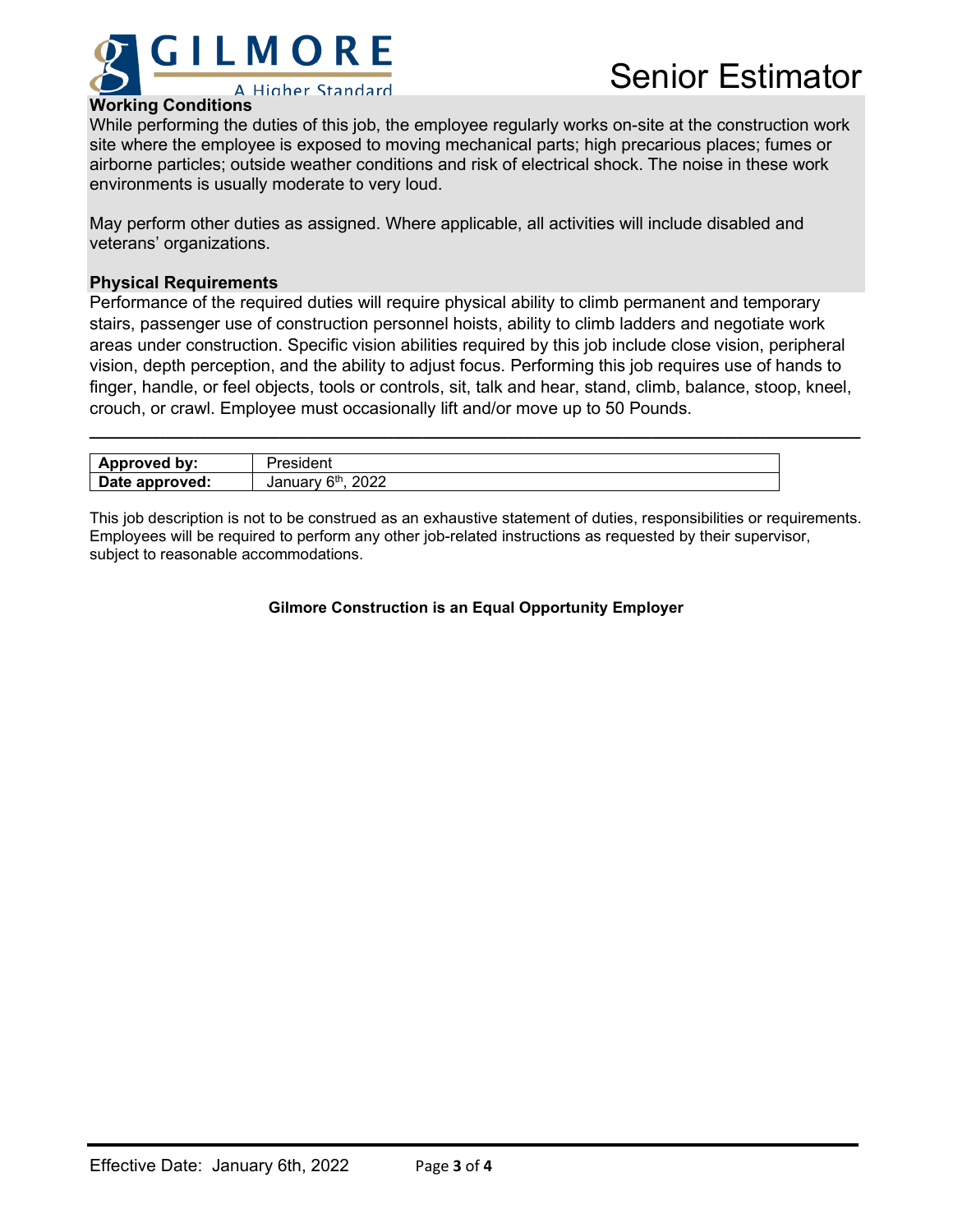**Working Conditions**

While performing the duties of this job, the employee regularly works on-site at the construction work site where the employee is exposed to moving mechanical parts; high precarious places; fumes or airborne particles; outside weather conditions and risk of electrical shock. The noise in these work environments is usually moderate to very loud.

May perform other duties as assigned. Where applicable, all activities will include disabled and veterans' organizations.

**Physical Requirements**

Performance of the required duties will require physical ability to climb permanent and temporary stairs, passenger use of construction personnel hoists, ability to climb ladders and negotiate work areas under construction. Specific vision abilities required by this job include close vision, peripheral vision, depth perception, and the ability to adjust focus. Performing this job requires use of hands to finger, handle, or feel objects, tools or controls, sit, talk and hear, stand, climb, balance, stoop, kneel, crouch, or crawl. Employee must occasionally lift and/or move up to 50 Pounds.

---

| **Approved by:** | President |
|---|---|
| **Date approved:** | January 6th, 2022 |

This job description is not to be construed as an exhaustive statement of duties, responsibilities or requirements. Employees will be required to perform any other job-related instructions as requested by their supervisor, subject to reasonable accommodations.

**Gilmore Construction is an Equal Opportunity Employer**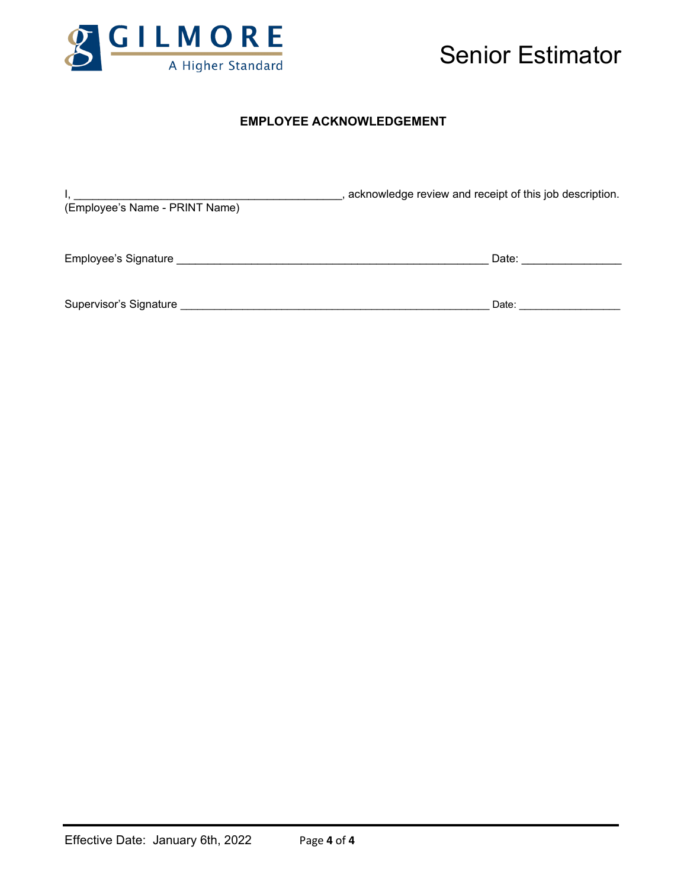## EMPLOYEE ACKNOWLEDGEMENT

I, ___________________________________________, acknowledge review and receipt of this job description.
(Employee's Name - PRINT Name)

Employee's Signature ___________________________________________________ Date: ________________

Supervisor's Signature ___________________________________________________ Date: ________________